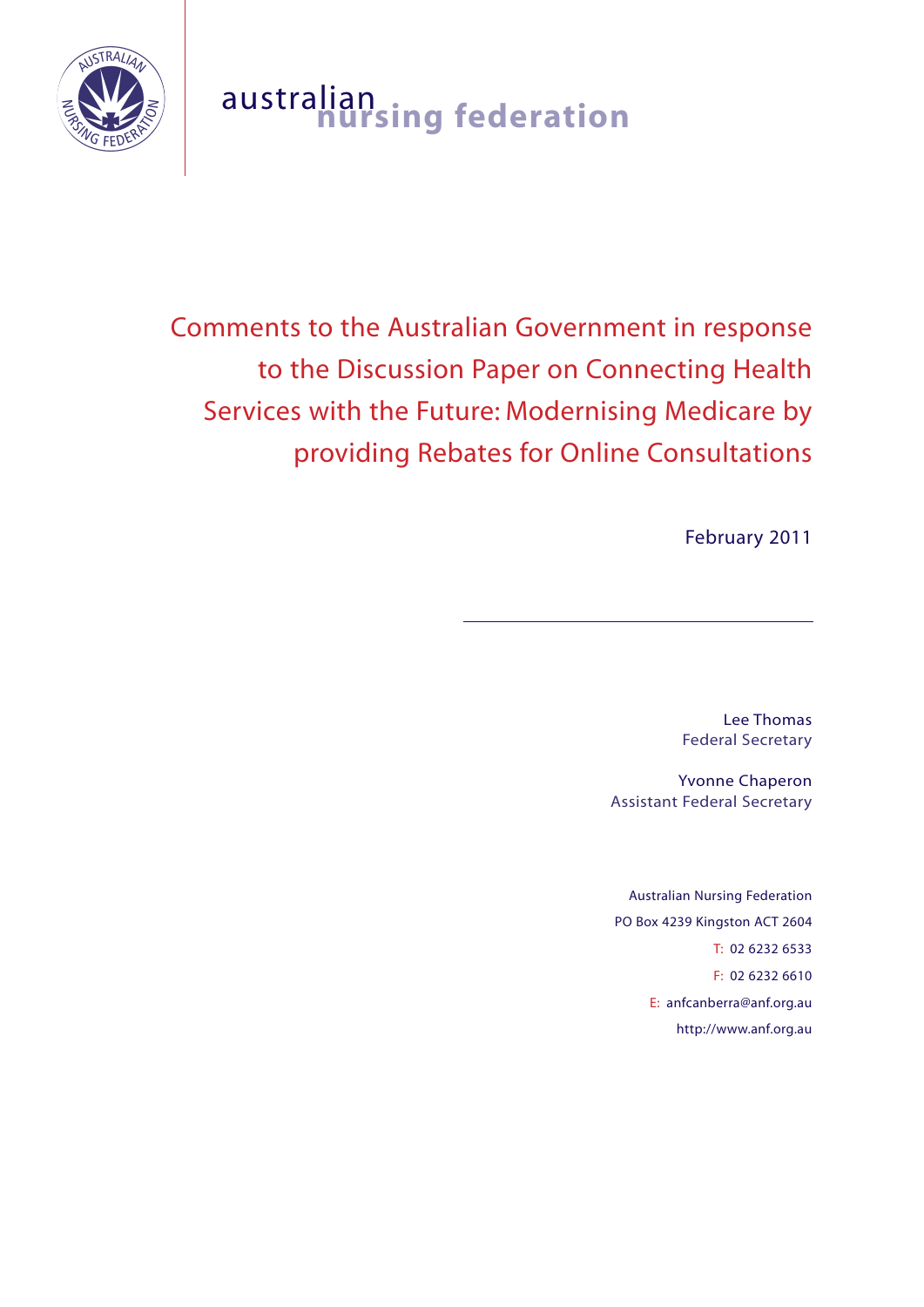australian nursing federation

# Comments to the Australian Government in response to the Discussion Paper on Connecting Health Services with the Future: Modernising Medicare by providing Rebates for Online Consultations

February 2011

---

Lee Thomas
Federal Secretary

Yvonne Chaperon
Assistant Federal Secretary

Australian Nursing Federation
PO Box 4239 Kingston ACT 2604
T: 02 6232 6533
F: 02 6232 6610
E: anfcanberra@anf.org.au
http://www.anf.org.au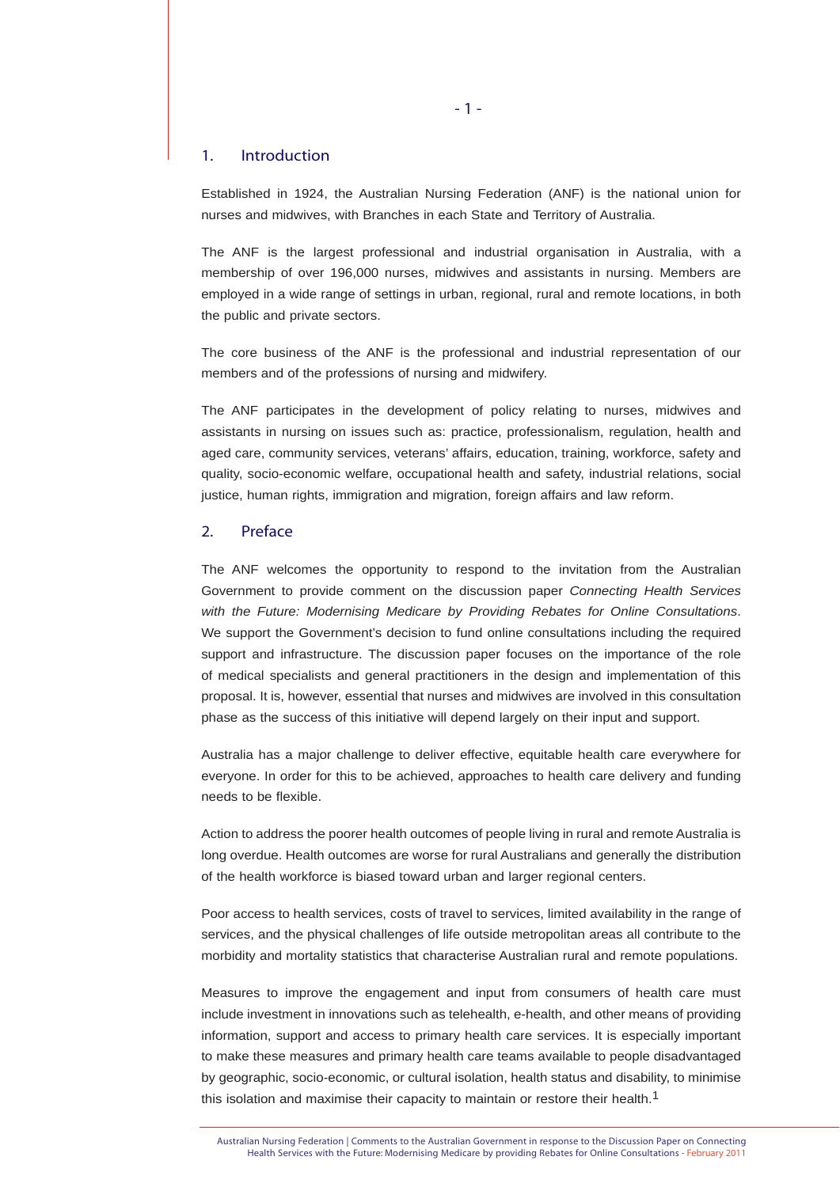## 1. Introduction

Established in 1924, the Australian Nursing Federation (ANF) is the national union for nurses and midwives, with Branches in each State and Territory of Australia.

The ANF is the largest professional and industrial organisation in Australia, with a membership of over 196,000 nurses, midwives and assistants in nursing. Members are employed in a wide range of settings in urban, regional, rural and remote locations, in both the public and private sectors.

The core business of the ANF is the professional and industrial representation of our members and of the professions of nursing and midwifery.

The ANF participates in the development of policy relating to nurses, midwives and assistants in nursing on issues such as: practice, professionalism, regulation, health and aged care, community services, veterans' affairs, education, training, workforce, safety and quality, socio-economic welfare, occupational health and safety, industrial relations, social justice, human rights, immigration and migration, foreign affairs and law reform.

## 2. Preface

The ANF welcomes the opportunity to respond to the invitation from the Australian Government to provide comment on the discussion paper *Connecting Health Services with the Future: Modernising Medicare by Providing Rebates for Online Consultations*. We support the Government's decision to fund online consultations including the required support and infrastructure. The discussion paper focuses on the importance of the role of medical specialists and general practitioners in the design and implementation of this proposal. It is, however, essential that nurses and midwives are involved in this consultation phase as the success of this initiative will depend largely on their input and support.

Australia has a major challenge to deliver effective, equitable health care everywhere for everyone. In order for this to be achieved, approaches to health care delivery and funding needs to be flexible.

Action to address the poorer health outcomes of people living in rural and remote Australia is long overdue. Health outcomes are worse for rural Australians and generally the distribution of the health workforce is biased toward urban and larger regional centers.

Poor access to health services, costs of travel to services, limited availability in the range of services, and the physical challenges of life outside metropolitan areas all contribute to the morbidity and mortality statistics that characterise Australian rural and remote populations.

Measures to improve the engagement and input from consumers of health care must include investment in innovations such as telehealth, e-health, and other means of providing information, support and access to primary health care services. It is especially important to make these measures and primary health care teams available to people disadvantaged by geographic, socio-economic, or cultural isolation, health status and disability, to minimise this isolation and maximise their capacity to maintain or restore their health.[1]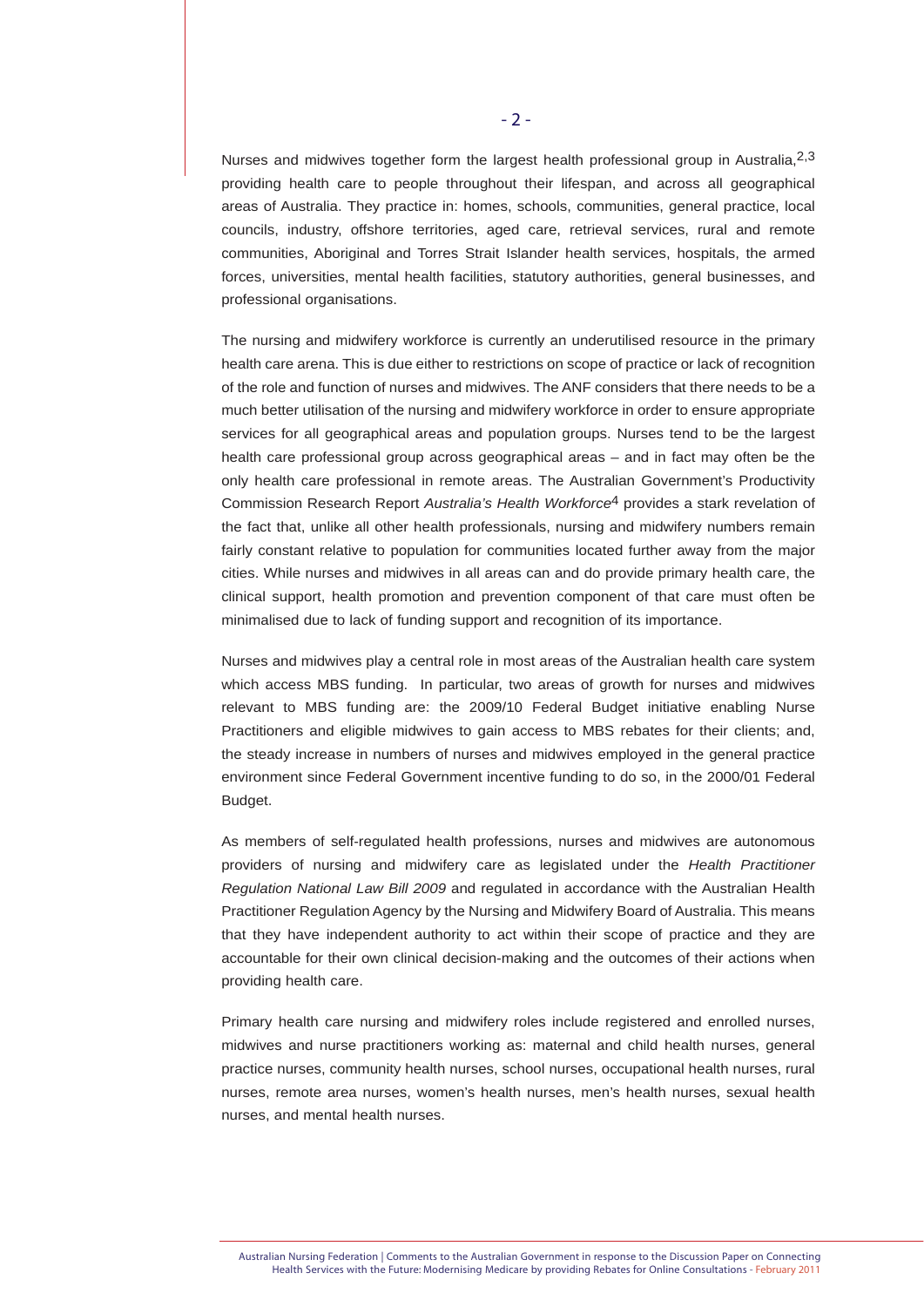Nurses and midwives together form the largest health professional group in Australia,[2,3] providing health care to people throughout their lifespan, and across all geographical areas of Australia. They practice in: homes, schools, communities, general practice, local councils, industry, offshore territories, aged care, retrieval services, rural and remote communities, Aboriginal and Torres Strait Islander health services, hospitals, the armed forces, universities, mental health facilities, statutory authorities, general businesses, and professional organisations.

The nursing and midwifery workforce is currently an underutilised resource in the primary health care arena. This is due either to restrictions on scope of practice or lack of recognition of the role and function of nurses and midwives. The ANF considers that there needs to be a much better utilisation of the nursing and midwifery workforce in order to ensure appropriate services for all geographical areas and population groups. Nurses tend to be the largest health care professional group across geographical areas – and in fact may often be the only health care professional in remote areas. The Australian Government's Productivity Commission Research Report *Australia's Health Workforce*[4] provides a stark revelation of the fact that, unlike all other health professionals, nursing and midwifery numbers remain fairly constant relative to population for communities located further away from the major cities. While nurses and midwives in all areas can and do provide primary health care, the clinical support, health promotion and prevention component of that care must often be minimalised due to lack of funding support and recognition of its importance.

Nurses and midwives play a central role in most areas of the Australian health care system which access MBS funding. In particular, two areas of growth for nurses and midwives relevant to MBS funding are: the 2009/10 Federal Budget initiative enabling Nurse Practitioners and eligible midwives to gain access to MBS rebates for their clients; and, the steady increase in numbers of nurses and midwives employed in the general practice environment since Federal Government incentive funding to do so, in the 2000/01 Federal Budget.

As members of self-regulated health professions, nurses and midwives are autonomous providers of nursing and midwifery care as legislated under the *Health Practitioner Regulation National Law Bill 2009* and regulated in accordance with the Australian Health Practitioner Regulation Agency by the Nursing and Midwifery Board of Australia. This means that they have independent authority to act within their scope of practice and they are accountable for their own clinical decision-making and the outcomes of their actions when providing health care.

Primary health care nursing and midwifery roles include registered and enrolled nurses, midwives and nurse practitioners working as: maternal and child health nurses, general practice nurses, community health nurses, school nurses, occupational health nurses, rural nurses, remote area nurses, women's health nurses, men's health nurses, sexual health nurses, and mental health nurses.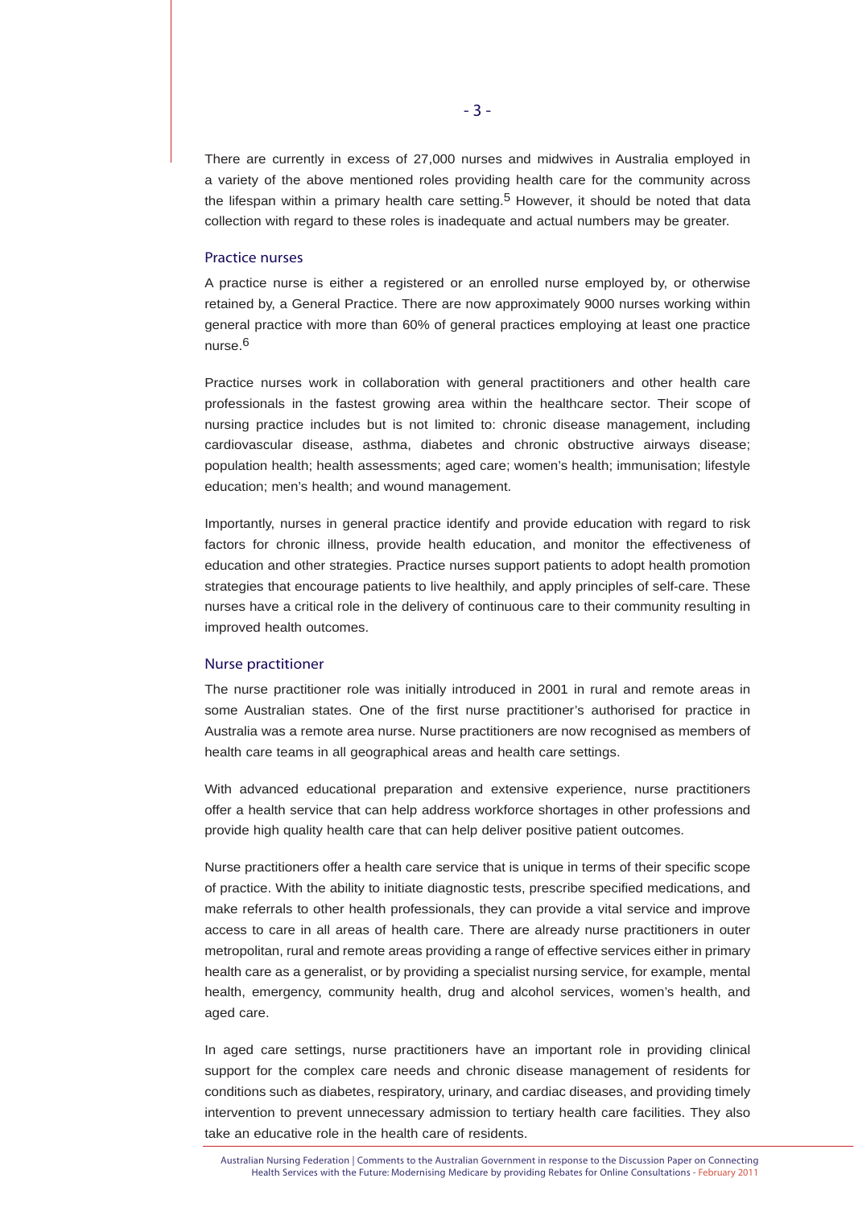There are currently in excess of 27,000 nurses and midwives in Australia employed in a variety of the above mentioned roles providing health care for the community across the lifespan within a primary health care setting.[5] However, it should be noted that data collection with regard to these roles is inadequate and actual numbers may be greater.

### Practice nurses

A practice nurse is either a registered or an enrolled nurse employed by, or otherwise retained by, a General Practice. There are now approximately 9000 nurses working within general practice with more than 60% of general practices employing at least one practice nurse.[6]

Practice nurses work in collaboration with general practitioners and other health care professionals in the fastest growing area within the healthcare sector. Their scope of nursing practice includes but is not limited to: chronic disease management, including cardiovascular disease, asthma, diabetes and chronic obstructive airways disease; population health; health assessments; aged care; women's health; immunisation; lifestyle education; men's health; and wound management.

Importantly, nurses in general practice identify and provide education with regard to risk factors for chronic illness, provide health education, and monitor the effectiveness of education and other strategies. Practice nurses support patients to adopt health promotion strategies that encourage patients to live healthily, and apply principles of self-care. These nurses have a critical role in the delivery of continuous care to their community resulting in improved health outcomes.

### Nurse practitioner

The nurse practitioner role was initially introduced in 2001 in rural and remote areas in some Australian states. One of the first nurse practitioner's authorised for practice in Australia was a remote area nurse. Nurse practitioners are now recognised as members of health care teams in all geographical areas and health care settings.

With advanced educational preparation and extensive experience, nurse practitioners offer a health service that can help address workforce shortages in other professions and provide high quality health care that can help deliver positive patient outcomes.

Nurse practitioners offer a health care service that is unique in terms of their specific scope of practice. With the ability to initiate diagnostic tests, prescribe specified medications, and make referrals to other health professionals, they can provide a vital service and improve access to care in all areas of health care. There are already nurse practitioners in outer metropolitan, rural and remote areas providing a range of effective services either in primary health care as a generalist, or by providing a specialist nursing service, for example, mental health, emergency, community health, drug and alcohol services, women's health, and aged care.

In aged care settings, nurse practitioners have an important role in providing clinical support for the complex care needs and chronic disease management of residents for conditions such as diabetes, respiratory, urinary, and cardiac diseases, and providing timely intervention to prevent unnecessary admission to tertiary health care facilities. They also take an educative role in the health care of residents.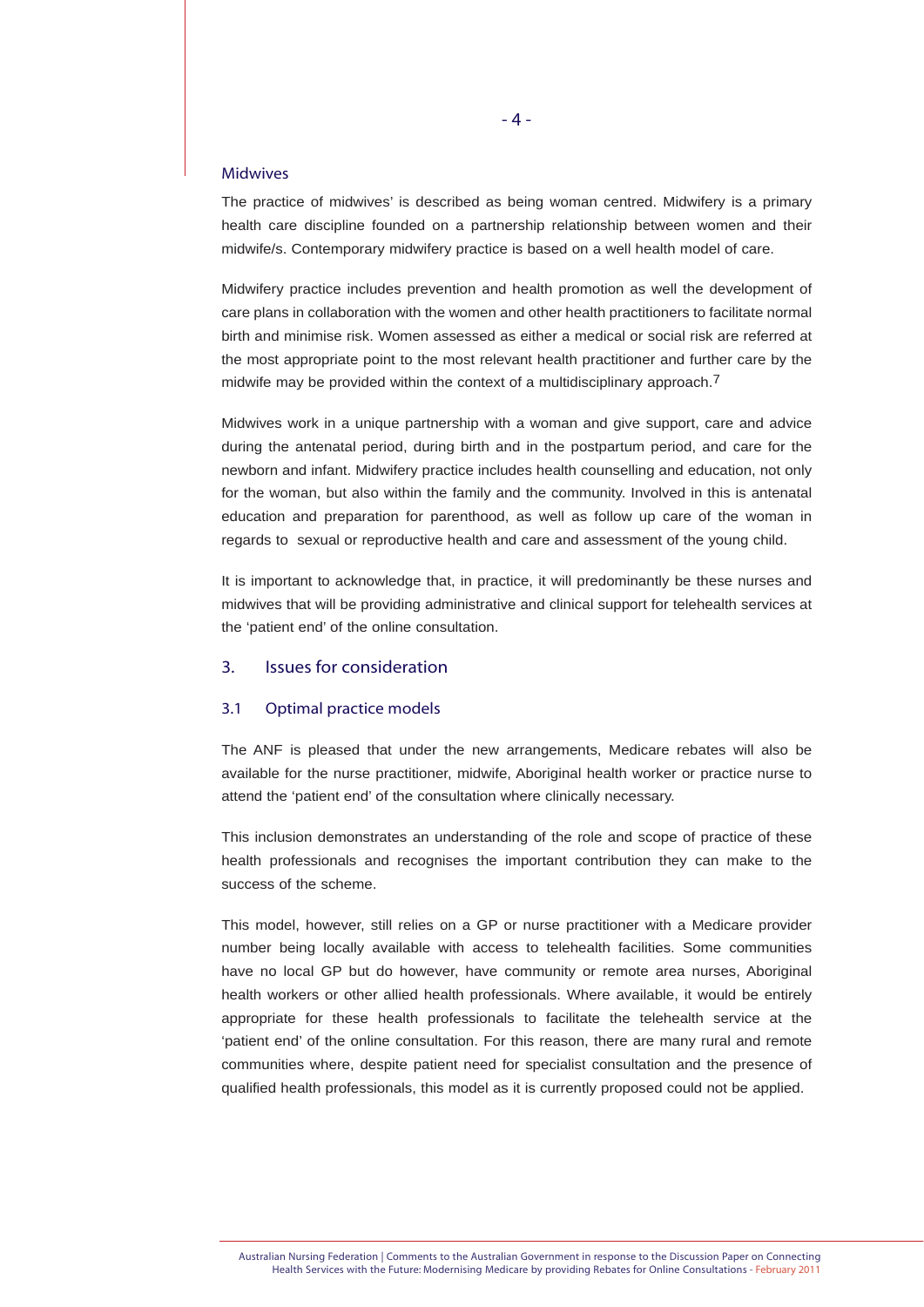### Midwives

The practice of midwives' is described as being woman centred. Midwifery is a primary health care discipline founded on a partnership relationship between women and their midwife/s. Contemporary midwifery practice is based on a well health model of care.

Midwifery practice includes prevention and health promotion as well the development of care plans in collaboration with the women and other health practitioners to facilitate normal birth and minimise risk. Women assessed as either a medical or social risk are referred at the most appropriate point to the most relevant health practitioner and further care by the midwife may be provided within the context of a multidisciplinary approach.[7]

Midwives work in a unique partnership with a woman and give support, care and advice during the antenatal period, during birth and in the postpartum period, and care for the newborn and infant. Midwifery practice includes health counselling and education, not only for the woman, but also within the family and the community. Involved in this is antenatal education and preparation for parenthood, as well as follow up care of the woman in regards to sexual or reproductive health and care and assessment of the young child.

It is important to acknowledge that, in practice, it will predominantly be these nurses and midwives that will be providing administrative and clinical support for telehealth services at the 'patient end' of the online consultation.

## 3. Issues for consideration

### 3.1 Optimal practice models

The ANF is pleased that under the new arrangements, Medicare rebates will also be available for the nurse practitioner, midwife, Aboriginal health worker or practice nurse to attend the 'patient end' of the consultation where clinically necessary.

This inclusion demonstrates an understanding of the role and scope of practice of these health professionals and recognises the important contribution they can make to the success of the scheme.

This model, however, still relies on a GP or nurse practitioner with a Medicare provider number being locally available with access to telehealth facilities. Some communities have no local GP but do however, have community or remote area nurses, Aboriginal health workers or other allied health professionals. Where available, it would be entirely appropriate for these health professionals to facilitate the telehealth service at the 'patient end' of the online consultation. For this reason, there are many rural and remote communities where, despite patient need for specialist consultation and the presence of qualified health professionals, this model as it is currently proposed could not be applied.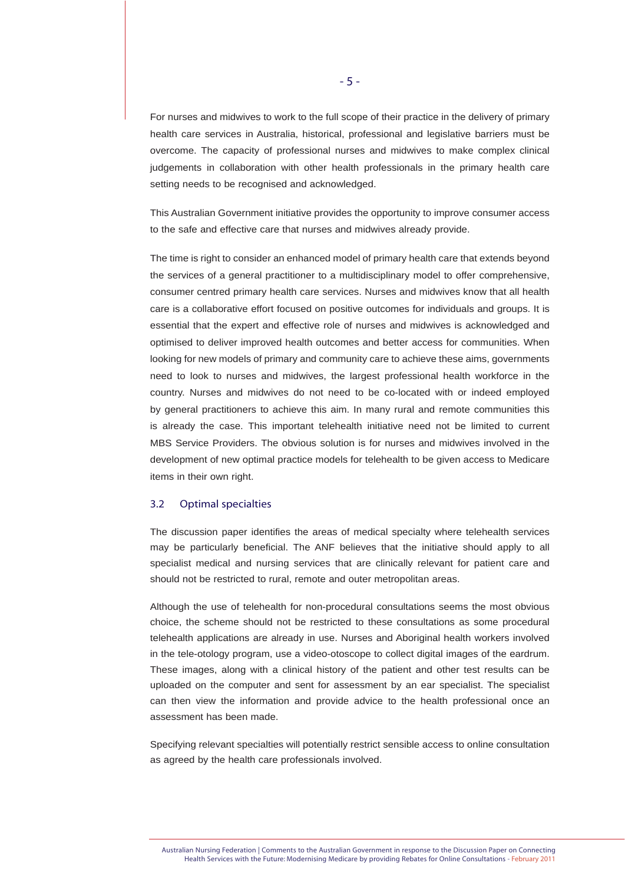For nurses and midwives to work to the full scope of their practice in the delivery of primary health care services in Australia, historical, professional and legislative barriers must be overcome. The capacity of professional nurses and midwives to make complex clinical judgements in collaboration with other health professionals in the primary health care setting needs to be recognised and acknowledged.

This Australian Government initiative provides the opportunity to improve consumer access to the safe and effective care that nurses and midwives already provide.

The time is right to consider an enhanced model of primary health care that extends beyond the services of a general practitioner to a multidisciplinary model to offer comprehensive, consumer centred primary health care services. Nurses and midwives know that all health care is a collaborative effort focused on positive outcomes for individuals and groups. It is essential that the expert and effective role of nurses and midwives is acknowledged and optimised to deliver improved health outcomes and better access for communities. When looking for new models of primary and community care to achieve these aims, governments need to look to nurses and midwives, the largest professional health workforce in the country. Nurses and midwives do not need to be co-located with or indeed employed by general practitioners to achieve this aim. In many rural and remote communities this is already the case. This important telehealth initiative need not be limited to current MBS Service Providers. The obvious solution is for nurses and midwives involved in the development of new optimal practice models for telehealth to be given access to Medicare items in their own right.

### 3.2 Optimal specialties

The discussion paper identifies the areas of medical specialty where telehealth services may be particularly beneficial. The ANF believes that the initiative should apply to all specialist medical and nursing services that are clinically relevant for patient care and should not be restricted to rural, remote and outer metropolitan areas.

Although the use of telehealth for non-procedural consultations seems the most obvious choice, the scheme should not be restricted to these consultations as some procedural telehealth applications are already in use. Nurses and Aboriginal health workers involved in the tele-otology program, use a video-otoscope to collect digital images of the eardrum. These images, along with a clinical history of the patient and other test results can be uploaded on the computer and sent for assessment by an ear specialist. The specialist can then view the information and provide advice to the health professional once an assessment has been made.

Specifying relevant specialties will potentially restrict sensible access to online consultation as agreed by the health care professionals involved.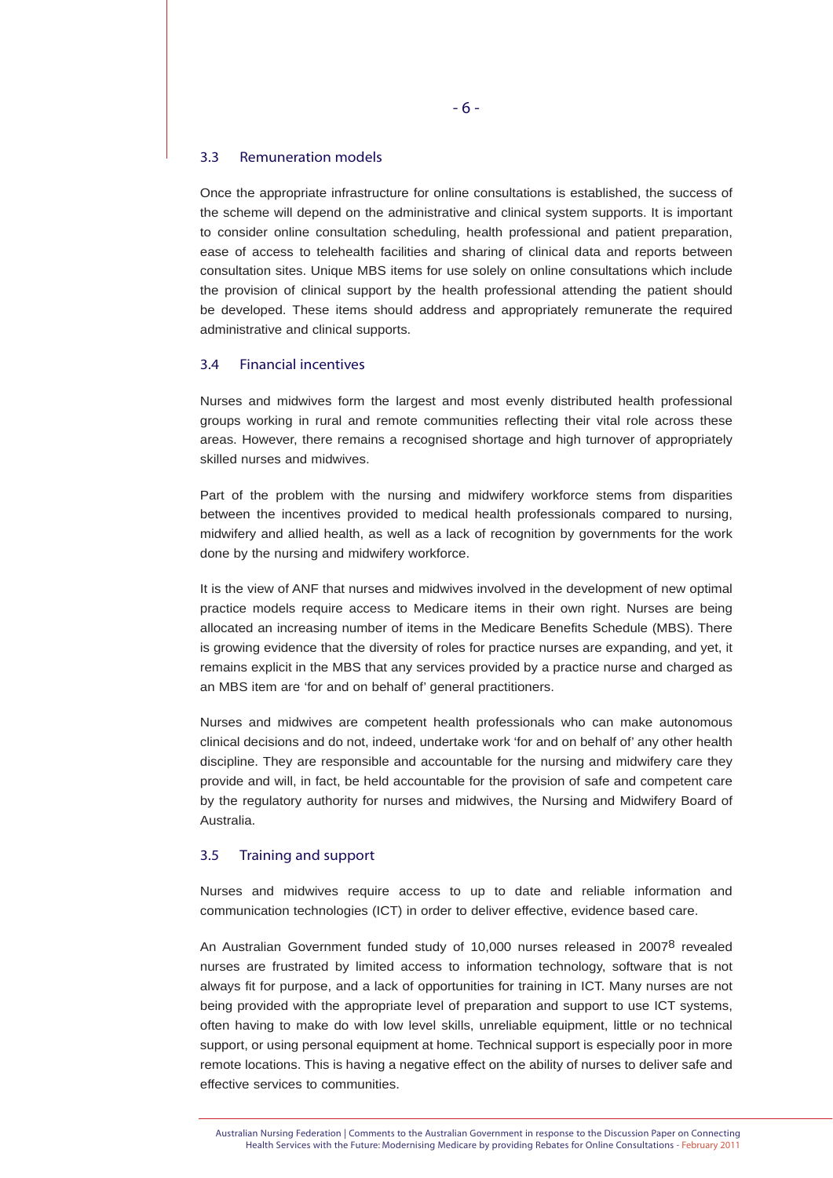### 3.3 Remuneration models

Once the appropriate infrastructure for online consultations is established, the success of the scheme will depend on the administrative and clinical system supports. It is important to consider online consultation scheduling, health professional and patient preparation, ease of access to telehealth facilities and sharing of clinical data and reports between consultation sites. Unique MBS items for use solely on online consultations which include the provision of clinical support by the health professional attending the patient should be developed. These items should address and appropriately remunerate the required administrative and clinical supports.

### 3.4 Financial incentives

Nurses and midwives form the largest and most evenly distributed health professional groups working in rural and remote communities reflecting their vital role across these areas. However, there remains a recognised shortage and high turnover of appropriately skilled nurses and midwives.

Part of the problem with the nursing and midwifery workforce stems from disparities between the incentives provided to medical health professionals compared to nursing, midwifery and allied health, as well as a lack of recognition by governments for the work done by the nursing and midwifery workforce.

It is the view of ANF that nurses and midwives involved in the development of new optimal practice models require access to Medicare items in their own right. Nurses are being allocated an increasing number of items in the Medicare Benefits Schedule (MBS). There is growing evidence that the diversity of roles for practice nurses are expanding, and yet, it remains explicit in the MBS that any services provided by a practice nurse and charged as an MBS item are 'for and on behalf of' general practitioners.

Nurses and midwives are competent health professionals who can make autonomous clinical decisions and do not, indeed, undertake work 'for and on behalf of' any other health discipline. They are responsible and accountable for the nursing and midwifery care they provide and will, in fact, be held accountable for the provision of safe and competent care by the regulatory authority for nurses and midwives, the Nursing and Midwifery Board of Australia.

### 3.5 Training and support

Nurses and midwives require access to up to date and reliable information and communication technologies (ICT) in order to deliver effective, evidence based care.

An Australian Government funded study of 10,000 nurses released in 2007[8] revealed nurses are frustrated by limited access to information technology, software that is not always fit for purpose, and a lack of opportunities for training in ICT. Many nurses are not being provided with the appropriate level of preparation and support to use ICT systems, often having to make do with low level skills, unreliable equipment, little or no technical support, or using personal equipment at home. Technical support is especially poor in more remote locations. This is having a negative effect on the ability of nurses to deliver safe and effective services to communities.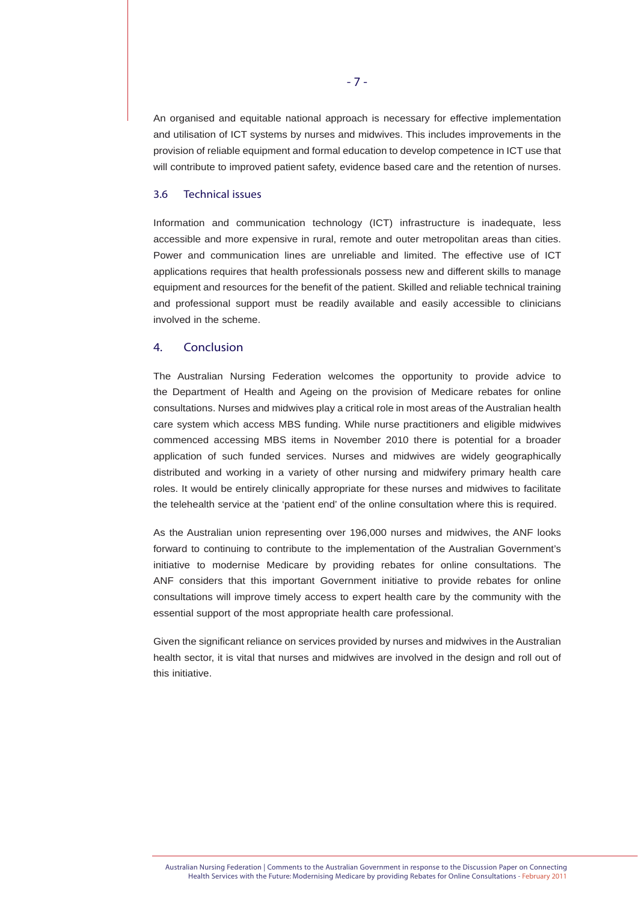An organised and equitable national approach is necessary for effective implementation and utilisation of ICT systems by nurses and midwives. This includes improvements in the provision of reliable equipment and formal education to develop competence in ICT use that will contribute to improved patient safety, evidence based care and the retention of nurses.

### 3.6 Technical issues

Information and communication technology (ICT) infrastructure is inadequate, less accessible and more expensive in rural, remote and outer metropolitan areas than cities. Power and communication lines are unreliable and limited. The effective use of ICT applications requires that health professionals possess new and different skills to manage equipment and resources for the benefit of the patient. Skilled and reliable technical training and professional support must be readily available and easily accessible to clinicians involved in the scheme.

## 4. Conclusion

The Australian Nursing Federation welcomes the opportunity to provide advice to the Department of Health and Ageing on the provision of Medicare rebates for online consultations. Nurses and midwives play a critical role in most areas of the Australian health care system which access MBS funding. While nurse practitioners and eligible midwives commenced accessing MBS items in November 2010 there is potential for a broader application of such funded services. Nurses and midwives are widely geographically distributed and working in a variety of other nursing and midwifery primary health care roles. It would be entirely clinically appropriate for these nurses and midwives to facilitate the telehealth service at the 'patient end' of the online consultation where this is required.

As the Australian union representing over 196,000 nurses and midwives, the ANF looks forward to continuing to contribute to the implementation of the Australian Government's initiative to modernise Medicare by providing rebates for online consultations. The ANF considers that this important Government initiative to provide rebates for online consultations will improve timely access to expert health care by the community with the essential support of the most appropriate health care professional.

Given the significant reliance on services provided by nurses and midwives in the Australian health sector, it is vital that nurses and midwives are involved in the design and roll out of this initiative.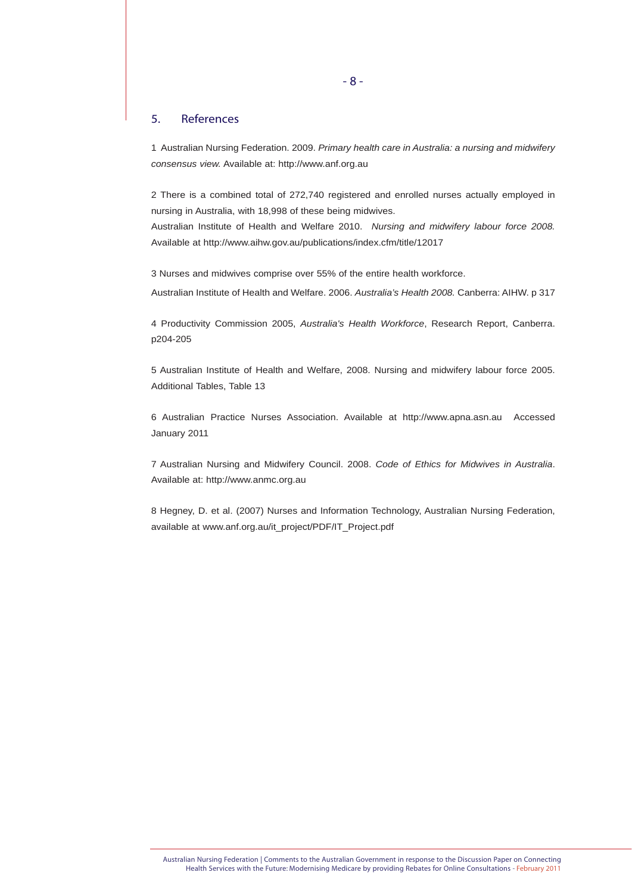## 5. References

1 Australian Nursing Federation. 2009. *Primary health care in Australia: a nursing and midwifery consensus view.* Available at: http://www.anf.org.au

2 There is a combined total of 272,740 registered and enrolled nurses actually employed in nursing in Australia, with 18,998 of these being midwives.
Australian Institute of Health and Welfare 2010. *Nursing and midwifery labour force 2008.* Available at http://www.aihw.gov.au/publications/index.cfm/title/12017

3 Nurses and midwives comprise over 55% of the entire health workforce.
Australian Institute of Health and Welfare. 2006. *Australia's Health 2008.* Canberra: AIHW. p 317

4 Productivity Commission 2005, *Australia's Health Workforce*, Research Report, Canberra. p204-205

5 Australian Institute of Health and Welfare, 2008. Nursing and midwifery labour force 2005. Additional Tables, Table 13

6 Australian Practice Nurses Association. Available at http://www.apna.asn.au Accessed January 2011

7 Australian Nursing and Midwifery Council. 2008. *Code of Ethics for Midwives in Australia*. Available at: http://www.anmc.org.au

8 Hegney, D. et al. (2007) Nurses and Information Technology, Australian Nursing Federation, available at www.anf.org.au/it_project/PDF/IT_Project.pdf